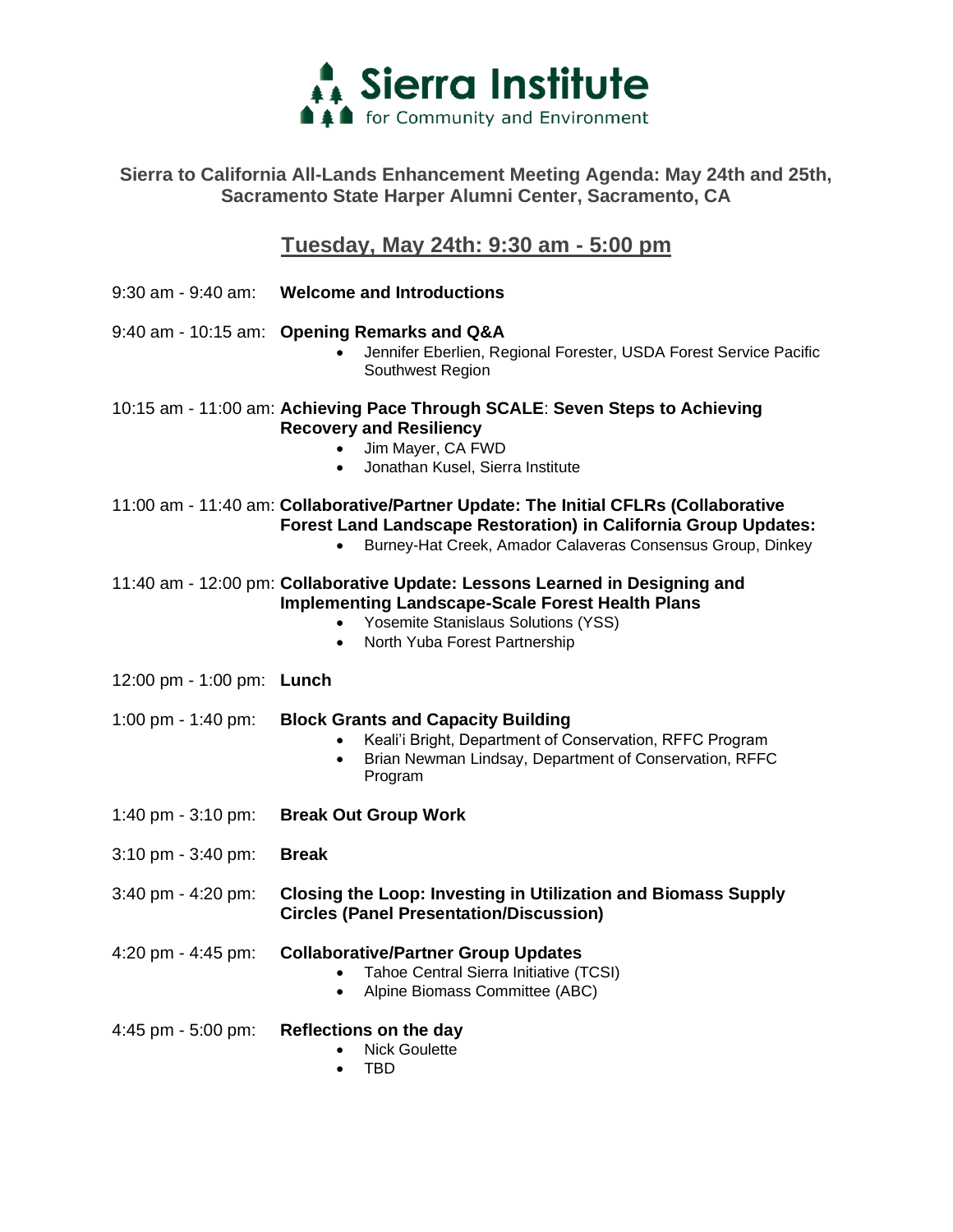**Sierra Institute for Community and Environment**

## Sierra to California All-Lands Enhancement Meeting Agenda: May 24th and 25th, Sacramento State Harper Alumni Center, Sacramento, CA

### Tuesday, May 24th: 9:30 am - 5:00 pm

9:30 am - 9:40 am: **Welcome and Introductions**

9:40 am - 10:15 am: **Opening Remarks and Q&A**

- Jennifer Eberlien, Regional Forester, USDA Forest Service Pacific Southwest Region

10:15 am - 11:00 am: **Achieving Pace Through SCALE**: **Seven Steps to Achieving Recovery and Resiliency**

- Jim Mayer, CA FWD
- Jonathan Kusel, Sierra Institute

11:00 am - 11:40 am: **Collaborative/Partner Update: The Initial CFLRs (Collaborative Forest Land Landscape Restoration) in California Group Updates:**

- Burney-Hat Creek, Amador Calaveras Consensus Group, Dinkey

11:40 am - 12:00 pm: **Collaborative Update: Lessons Learned in Designing and Implementing Landscape-Scale Forest Health Plans**

- Yosemite Stanislaus Solutions (YSS)
- North Yuba Forest Partnership

12:00 pm - 1:00 pm: **Lunch**

1:00 pm - 1:40 pm: **Block Grants and Capacity Building**

- Keali'i Bright, Department of Conservation, RFFC Program
- Brian Newman Lindsay, Department of Conservation, RFFC Program

1:40 pm - 3:10 pm: **Break Out Group Work**

3:10 pm - 3:40 pm: **Break**

3:40 pm - 4:20 pm: **Closing the Loop: Investing in Utilization and Biomass Supply Circles (Panel Presentation/Discussion)**

4:20 pm - 4:45 pm: **Collaborative/Partner Group Updates**

- Tahoe Central Sierra Initiative (TCSI)
- Alpine Biomass Committee (ABC)

4:45 pm - 5:00 pm: **Reflections on the day**

- Nick Goulette
- TBD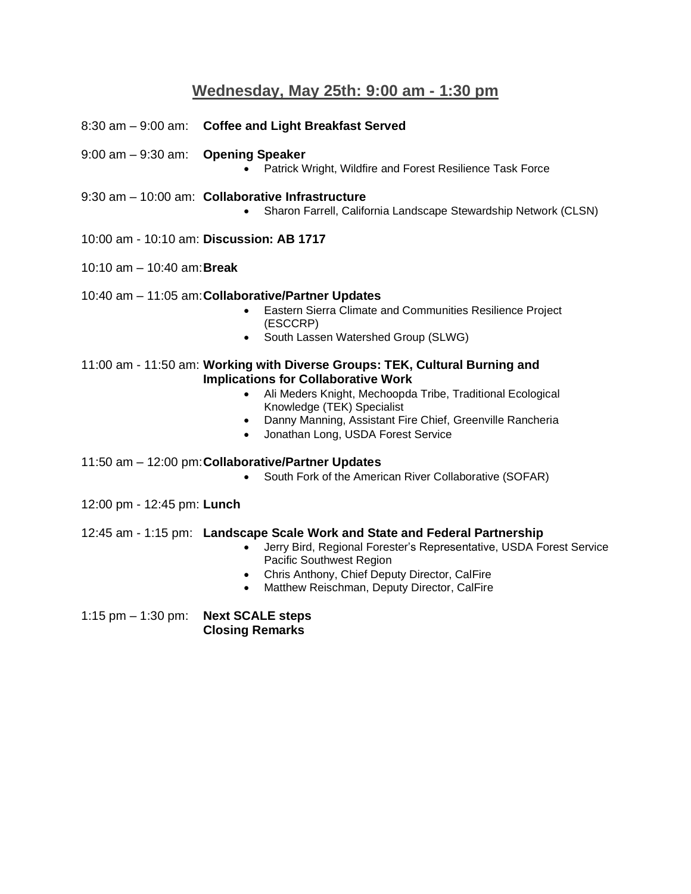## Wednesday, May 25th: 9:00 am - 1:30 pm

8:30 am – 9:00 am: **Coffee and Light Breakfast Served**

9:00 am – 9:30 am: **Opening Speaker**

- Patrick Wright, Wildfire and Forest Resilience Task Force

9:30 am – 10:00 am: **Collaborative Infrastructure**

- Sharon Farrell, California Landscape Stewardship Network (CLSN)

10:00 am - 10:10 am: **Discussion: AB 1717**

10:10 am – 10:40 am: **Break**

10:40 am – 11:05 am: **Collaborative/Partner Updates**

- Eastern Sierra Climate and Communities Resilience Project (ESCCRP)
- South Lassen Watershed Group (SLWG)

11:00 am - 11:50 am: **Working with Diverse Groups: TEK, Cultural Burning and Implications for Collaborative Work**

- Ali Meders Knight, Mechoopda Tribe, Traditional Ecological Knowledge (TEK) Specialist
- Danny Manning, Assistant Fire Chief, Greenville Rancheria
- Jonathan Long, USDA Forest Service

11:50 am – 12:00 pm: **Collaborative/Partner Updates**

- South Fork of the American River Collaborative (SOFAR)

12:00 pm - 12:45 pm: **Lunch**

12:45 am - 1:15 pm: **Landscape Scale Work and State and Federal Partnership**

- Jerry Bird, Regional Forester's Representative, USDA Forest Service Pacific Southwest Region
- Chris Anthony, Chief Deputy Director, CalFire
- Matthew Reischman, Deputy Director, CalFire

1:15 pm – 1:30 pm: **Next SCALE steps**
**Closing Remarks**